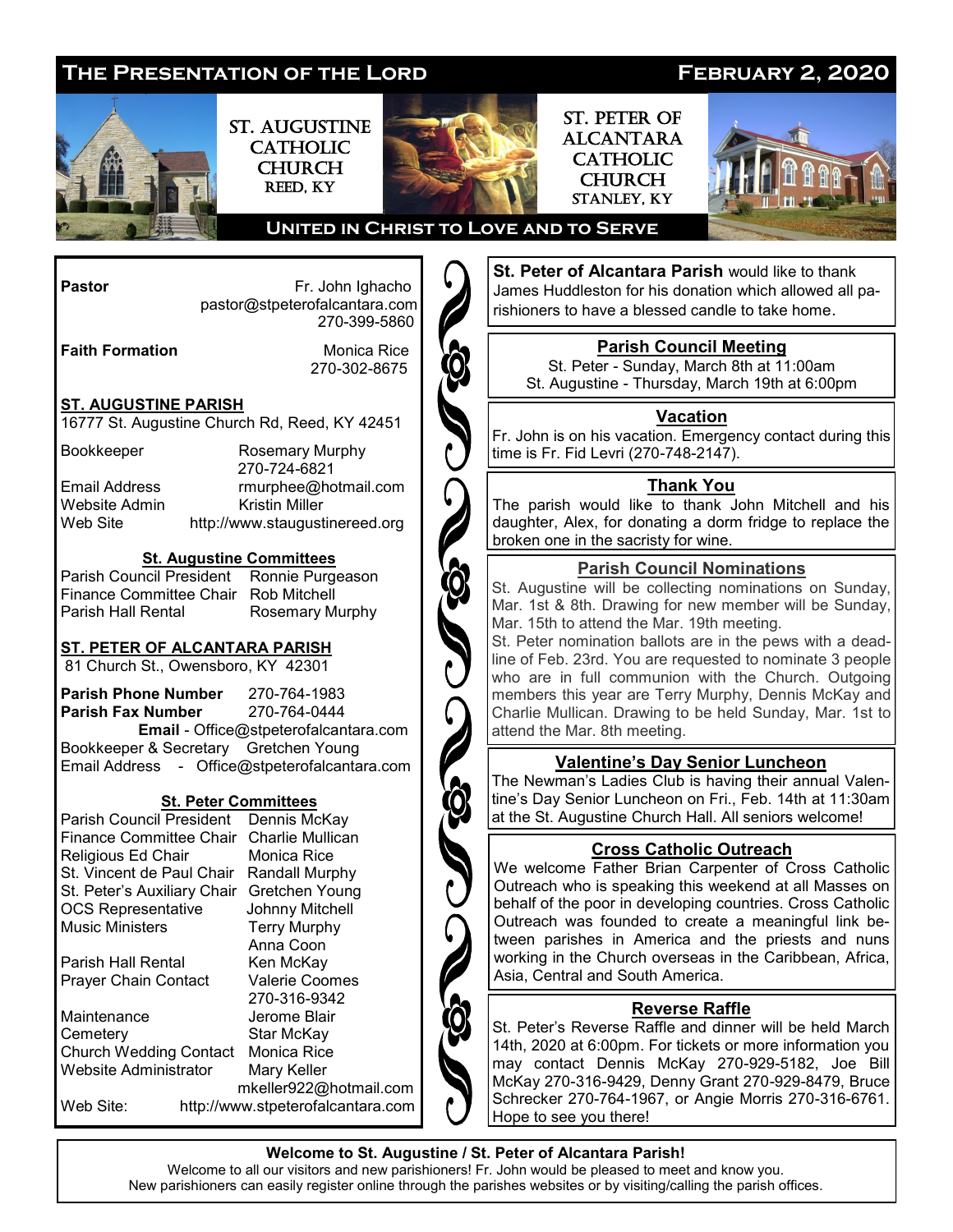# The Presentation of the Lord

**February 2, 2020**

## St. Augustine Catholic Church
Reed, KY

## St. Peter of Alcantara Catholic Church
Stanley, KY

**United in Christ to Love and to Serve**

**Pastor** — Fr. John Ighacho
pastor@stpeterofalcantara.com
270-399-5860

**Faith Formation** — Monica Rice
270-302-8675

### ST. AUGUSTINE PARISH
16777 St. Augustine Church Rd, Reed, KY 42451

Bookkeeper — Rosemary Murphy, 270-724-6821
Email Address — rmurphee@hotmail.com
Website Admin — Kristin Miller
Web Site — http://www.staugustinereed.org

**St. Augustine Committees**

| | |
|---|---|
| Parish Council President | Ronnie Purgeason |
| Finance Committee Chair | Rob Mitchell |
| Parish Hall Rental | Rosemary Murphy |

### ST. PETER OF ALCANTARA PARISH
81 Church St., Owensboro, KY 42301

**Parish Phone Number** 270-764-1983
**Parish Fax Number** 270-764-0444
**Email** - Office@stpeterofalcantara.com
Bookkeeper & Secretary — Gretchen Young
Email Address - Office@stpeterofalcantara.com

**St. Peter Committees**

| | |
|---|---|
| Parish Council President | Dennis McKay |
| Finance Committee Chair | Charlie Mullican |
| Religious Ed Chair | Monica Rice |
| St. Vincent de Paul Chair | Randall Murphy |
| St. Peter's Auxiliary Chair | Gretchen Young |
| OCS Representative | Johnny Mitchell |
| Music Ministers | Terry Murphy, Anna Coon |
| Parish Hall Rental | Ken McKay |
| Prayer Chain Contact | Valerie Coomes, 270-316-9342 |
| Maintenance | Jerome Blair |
| Cemetery | Star McKay |
| Church Wedding Contact | Monica Rice |
| Website Administrator | Mary Keller, mkeller922@hotmail.com |
| Web Site: | http://www.stpeterofalcantara.com |

**St. Peter of Alcantara Parish** would like to thank James Huddleston for his donation which allowed all parishioners to have a blessed candle to take home.

**Parish Council Meeting**

St. Peter - Sunday, March 8th at 11:00am
St. Augustine - Thursday, March 19th at 6:00pm

**Vacation**

Fr. John is on his vacation. Emergency contact during this time is Fr. Fid Levri (270-748-2147).

**Thank You**

The parish would like to thank John Mitchell and his daughter, Alex, for donating a dorm fridge to replace the broken one in the sacristy for wine.

**Parish Council Nominations**

St. Augustine will be collecting nominations on Sunday, Mar. 1st & 8th. Drawing for new member will be Sunday, Mar. 15th to attend the Mar. 19th meeting.
St. Peter nomination ballots are in the pews with a deadline of Feb. 23rd. You are requested to nominate 3 people who are in full communion with the Church. Outgoing members this year are Terry Murphy, Dennis McKay and Charlie Mullican. Drawing to be held Sunday, Mar. 1st to attend the Mar. 8th meeting.

**Valentine's Day Senior Luncheon**

The Newman's Ladies Club is having their annual Valentine's Day Senior Luncheon on Fri., Feb. 14th at 11:30am at the St. Augustine Church Hall. All seniors welcome!

**Cross Catholic Outreach**

We welcome Father Brian Carpenter of Cross Catholic Outreach who is speaking this weekend at all Masses on behalf of the poor in developing countries. Cross Catholic Outreach was founded to create a meaningful link between parishes in America and the priests and nuns working in the Church overseas in the Caribbean, Africa, Asia, Central and South America.

**Reverse Raffle**

St. Peter's Reverse Raffle and dinner will be held March 14th, 2020 at 6:00pm. For tickets or more information you may contact Dennis McKay 270-929-5182, Joe Bill McKay 270-316-9429, Denny Grant 270-929-8479, Bruce Schrecker 270-764-1967, or Angie Morris 270-316-6761. Hope to see you there!

**Welcome to St. Augustine / St. Peter of Alcantara Parish!**

Welcome to all our visitors and new parishioners! Fr. John would be pleased to meet and know you.
New parishioners can easily register online through the parishes websites or by visiting/calling the parish offices.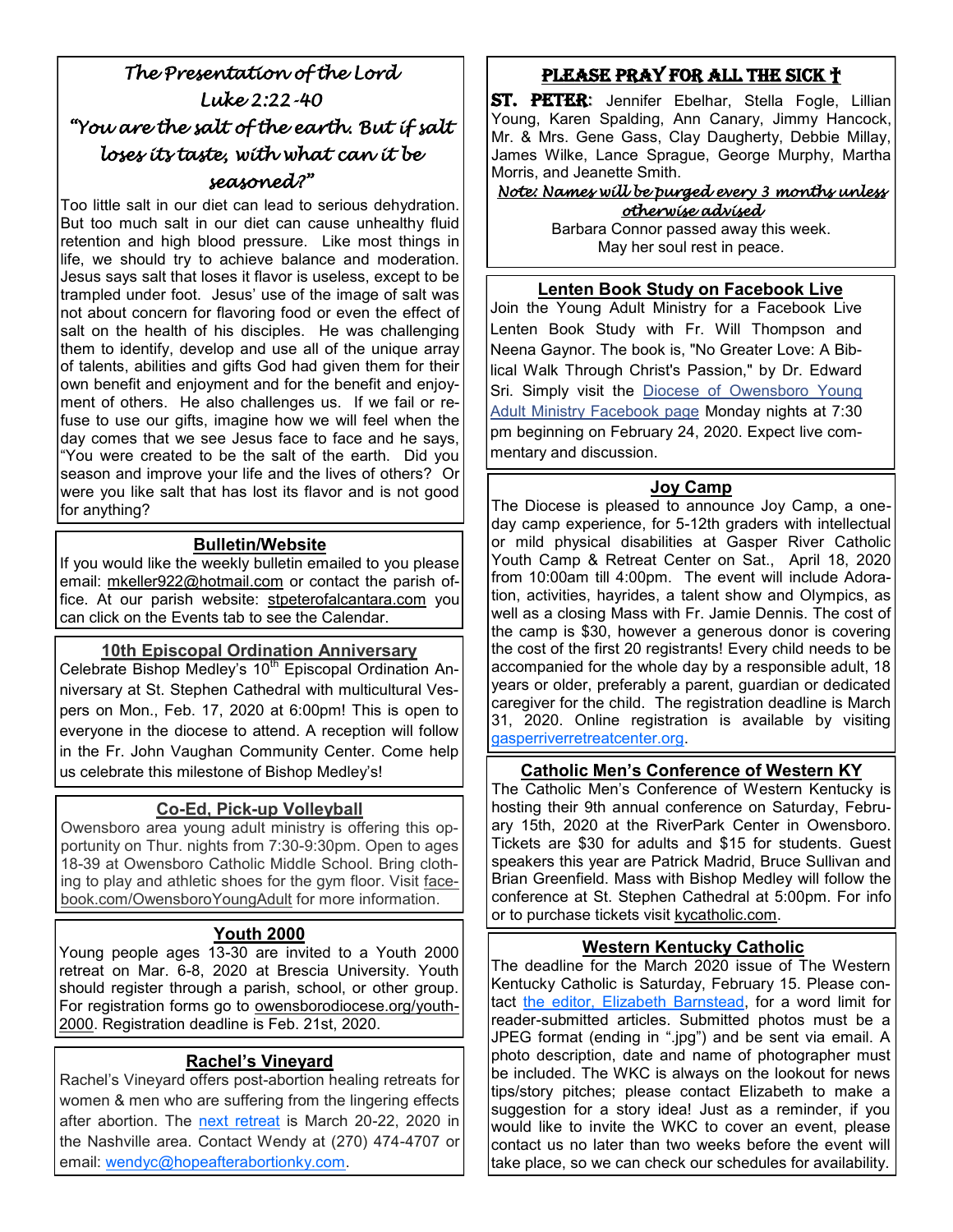## *The Presentation of the Lord*
## *Luke 2:22-40*
## *"You are the salt of the earth. But if salt loses its taste, with what can it be seasoned?"*

Too little salt in our diet can lead to serious dehydration. But too much salt in our diet can cause unhealthy fluid retention and high blood pressure. Like most things in life, we should try to achieve balance and moderation. Jesus says salt that loses it flavor is useless, except to be trampled under foot. Jesus' use of the image of salt was not about concern for flavoring food or even the effect of salt on the health of his disciples. He was challenging them to identify, develop and use all of the unique array of talents, abilities and gifts God had given them for their own benefit and enjoyment and for the benefit and enjoyment of others. He also challenges us. If we fail or refuse to use our gifts, imagine how we will feel when the day comes that we see Jesus face to face and he says, "You were created to be the salt of the earth. Did you season and improve your life and the lives of others? Or were you like salt that has lost its flavor and is not good for anything?

### Bulletin/Website

If you would like the weekly bulletin emailed to you please email: mkeller922@hotmail.com or contact the parish office. At our parish website: stpeterofalcantara.com you can click on the Events tab to see the Calendar.

### 10th Episcopal Ordination Anniversary

Celebrate Bishop Medley's 10th Episcopal Ordination Anniversary at St. Stephen Cathedral with multicultural Vespers on Mon., Feb. 17, 2020 at 6:00pm! This is open to everyone in the diocese to attend. A reception will follow in the Fr. John Vaughan Community Center. Come help us celebrate this milestone of Bishop Medley's!

### Co-Ed, Pick-up Volleyball

Owensboro area young adult ministry is offering this opportunity on Thur. nights from 7:30-9:30pm. Open to ages 18-39 at Owensboro Catholic Middle School. Bring clothing to play and athletic shoes for the gym floor. Visit facebook.com/OwensboroYoungAdult for more information.

### Youth 2000

Young people ages 13-30 are invited to a Youth 2000 retreat on Mar. 6-8, 2020 at Brescia University. Youth should register through a parish, school, or other group. For registration forms go to owensborodiocese.org/youth-2000. Registration deadline is Feb. 21st, 2020.

### Rachel's Vineyard

Rachel's Vineyard offers post-abortion healing retreats for women & men who are suffering from the lingering effects after abortion. The next retreat is March 20-22, 2020 in the Nashville area. Contact Wendy at (270) 474-4707 or email: wendyc@hopeafterabortionky.com.

### PLEASE PRAY FOR ALL THE SICK †

**ST. PETER:** Jennifer Ebelhar, Stella Fogle, Lillian Young, Karen Spalding, Ann Canary, Jimmy Hancock, Mr. & Mrs. Gene Gass, Clay Daugherty, Debbie Millay, James Wilke, Lance Sprague, George Murphy, Martha Morris, and Jeanette Smith.

*Note: Names will be purged every 3 months unless otherwise advised*

Barbara Connor passed away this week.
May her soul rest in peace.

### Lenten Book Study on Facebook Live

Join the Young Adult Ministry for a Facebook Live Lenten Book Study with Fr. Will Thompson and Neena Gaynor. The book is, "No Greater Love: A Biblical Walk Through Christ's Passion," by Dr. Edward Sri. Simply visit the Diocese of Owensboro Young Adult Ministry Facebook page Monday nights at 7:30 pm beginning on February 24, 2020. Expect live commentary and discussion.

### Joy Camp

The Diocese is pleased to announce Joy Camp, a one-day camp experience, for 5-12th graders with intellectual or mild physical disabilities at Gasper River Catholic Youth Camp & Retreat Center on Sat., April 18, 2020 from 10:00am till 4:00pm. The event will include Adoration, activities, hayrides, a talent show and Olympics, as well as a closing Mass with Fr. Jamie Dennis. The cost of the camp is $30, however a generous donor is covering the cost of the first 20 registrants! Every child needs to be accompanied for the whole day by a responsible adult, 18 years or older, preferably a parent, guardian or dedicated caregiver for the child. The registration deadline is March 31, 2020. Online registration is available by visiting gasperriverretreatcenter.org.

### Catholic Men's Conference of Western KY

The Catholic Men's Conference of Western Kentucky is hosting their 9th annual conference on Saturday, February 15th, 2020 at the RiverPark Center in Owensboro. Tickets are $30 for adults and $15 for students. Guest speakers this year are Patrick Madrid, Bruce Sullivan and Brian Greenfield. Mass with Bishop Medley will follow the conference at St. Stephen Cathedral at 5:00pm. For info or to purchase tickets visit kycatholic.com.

### Western Kentucky Catholic

The deadline for the March 2020 issue of The Western Kentucky Catholic is Saturday, February 15. Please contact the editor, Elizabeth Barnstead, for a word limit for reader-submitted articles. Submitted photos must be a JPEG format (ending in ".jpg") and be sent via email. A photo description, date and name of photographer must be included. The WKC is always on the lookout for news tips/story pitches; please contact Elizabeth to make a suggestion for a story idea! Just as a reminder, if you would like to invite the WKC to cover an event, please contact us no later than two weeks before the event will take place, so we can check our schedules for availability.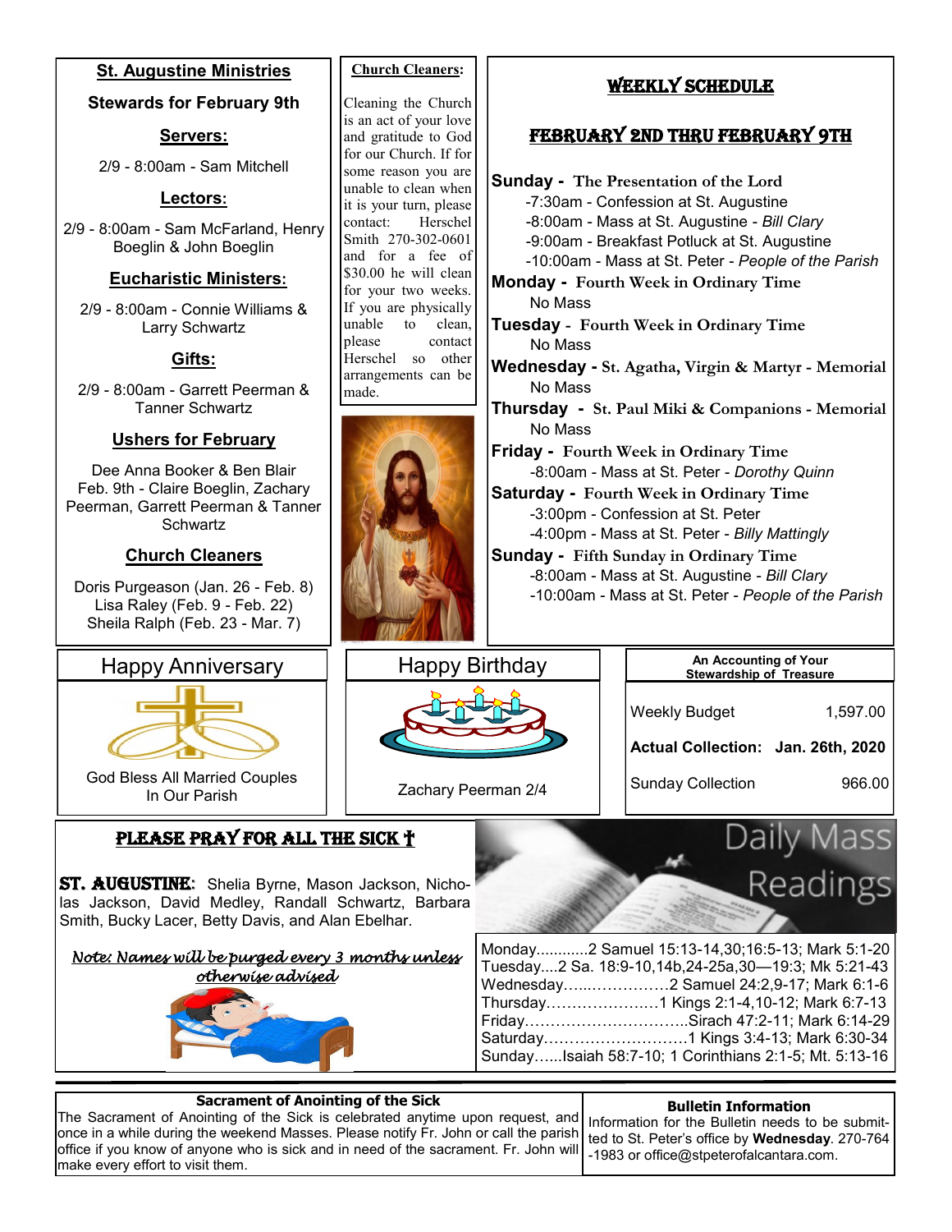## St. Augustine Ministries

**Stewards for February 9th**

### Servers:

2/9 - 8:00am - Sam Mitchell

### Lectors:

2/9 - 8:00am - Sam McFarland, Henry Boeglin & John Boeglin

### Eucharistic Ministers:

2/9 - 8:00am - Connie Williams & Larry Schwartz

### Gifts:

2/9 - 8:00am - Garrett Peerman & Tanner Schwartz

### Ushers for February

Dee Anna Booker & Ben Blair
Feb. 9th - Claire Boeglin, Zachary Peerman, Garrett Peerman & Tanner Schwartz

### Church Cleaners

Doris Purgeason (Jan. 26 - Feb. 8)
Lisa Raley (Feb. 9 - Feb. 22)
Sheila Ralph (Feb. 23 - Mar. 7)

**Church Cleaners:**

Cleaning the Church is an act of your love and gratitude to God for our Church. If for some reason you are unable to clean when it is your turn, please contact: Herschel Smith 270-302-0601 and for a fee of $30.00 he will clean for your two weeks. If you are physically unable to clean, please contact Herschel so other arrangements can be made.

## WEEKLY SCHEDULE

## FEBRUARY 2ND THRU FEBRUARY 9TH

**Sunday - The Presentation of the Lord**
- 7:30am - Confession at St. Augustine
- 8:00am - Mass at St. Augustine - *Bill Clary*
- 9:00am - Breakfast Potluck at St. Augustine
- 10:00am - Mass at St. Peter - *People of the Parish*

**Monday - Fourth Week in Ordinary Time**
No Mass

**Tuesday - Fourth Week in Ordinary Time**
No Mass

**Wednesday - St. Agatha, Virgin & Martyr - Memorial**
No Mass

**Thursday - St. Paul Miki & Companions - Memorial**
No Mass

**Friday - Fourth Week in Ordinary Time**
- 8:00am - Mass at St. Peter - *Dorothy Quinn*

**Saturday - Fourth Week in Ordinary Time**
- 3:00pm - Confession at St. Peter
- 4:00pm - Mass at St. Peter - *Billy Mattingly*

**Sunday - Fifth Sunday in Ordinary Time**
- 8:00am - Mass at St. Augustine - *Bill Clary*
- 10:00am - Mass at St. Peter - *People of the Parish*

## Happy Anniversary

God Bless All Married Couples In Our Parish

## Happy Birthday

Zachary Peerman 2/4

**An Accounting of Your Stewardship of Treasure**

| | |
|---|---|
| Weekly Budget | 1,597.00 |
| **Actual Collection:** | **Jan. 26th, 2020** |
| Sunday Collection | 966.00 |

## PLEASE PRAY FOR ALL THE SICK †

**ST. AUGUSTINE:** Shelia Byrne, Mason Jackson, Nicholas Jackson, David Medley, Randall Schwartz, Barbara Smith, Bucky Lacer, Betty Davis, and Alan Ebelhar.

*Note: Names will be purged every 3 months unless otherwise advised*

## Daily Mass Readings

Monday............2 Samuel 15:13-14,30;16:5-13; Mark 5:1-20
Tuesday....2 Sa. 18:9-10,14b,24-25a,30—19:3; Mk 5:21-43
Wednesday…...……………2 Samuel 24:2,9-17; Mark 6:1-6
Thursday………………….1 Kings 2:1-4,10-12; Mark 6:7-13
Friday…………………………..Sirach 47:2-11; Mark 6:14-29
Saturday……………………….1 Kings 3:4-13; Mark 6:30-34
Sunday......Isaiah 58:7-10; 1 Corinthians 2:1-5; Mt. 5:13-16

**Sacrament of Anointing of the Sick**

The Sacrament of Anointing of the Sick is celebrated anytime upon request, and once in a while during the weekend Masses. Please notify Fr. John or call the parish office if you know of anyone who is sick and in need of the sacrament. Fr. John will make every effort to visit them.

**Bulletin Information**

Information for the Bulletin needs to be submitted to St. Peter's office by **Wednesday**. 270-764-1983 or office@stpeterofalcantara.com.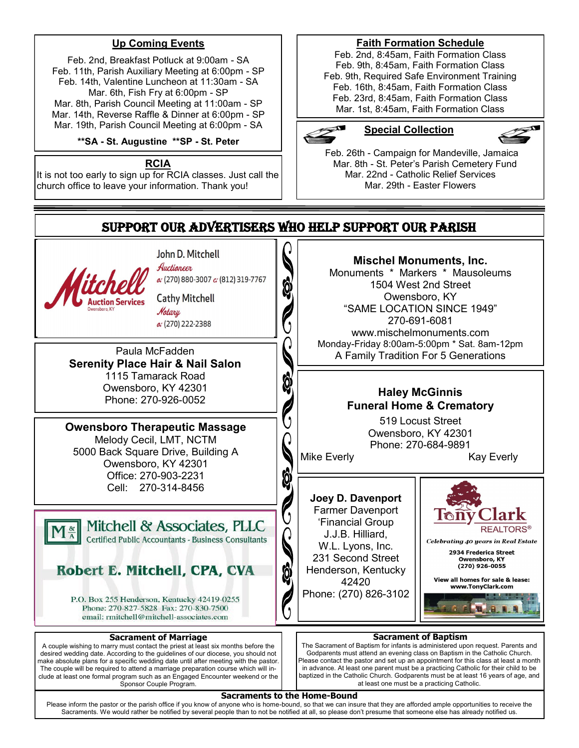## Up Coming Events

Feb. 2nd, Breakfast Potluck at 9:00am - SA
Feb. 11th, Parish Auxiliary Meeting at 6:00pm - SP
Feb. 14th, Valentine Luncheon at 11:30am - SA
Mar. 6th, Fish Fry at 6:00pm - SP
Mar. 8th, Parish Council Meeting at 11:00am - SP
Mar. 14th, Reverse Raffle & Dinner at 6:00pm - SP
Mar. 19th, Parish Council Meeting at 6:00pm - SA

**\*\*SA - St. Augustine \*\*SP - St. Peter**

## RCIA

It is not too early to sign up for RCIA classes. Just call the church office to leave your information. Thank you!

## Faith Formation Schedule

Feb. 2nd, 8:45am, Faith Formation Class
Feb. 9th, 8:45am, Faith Formation Class
Feb. 9th, Required Safe Environment Training
Feb. 16th, 8:45am, Faith Formation Class
Feb. 23rd, 8:45am, Faith Formation Class
Mar. 1st, 8:45am, Faith Formation Class

## Special Collection

Feb. 26th - Campaign for Mandeville, Jamaica
Mar. 8th - St. Peter's Parish Cemetery Fund
Mar. 22nd - Catholic Relief Services
Mar. 29th - Easter Flowers

# SUPPORT OUR ADVERTISERS WHO HELP SUPPORT OUR PARISH

Mitchell Auction Services
Owensboro, KY
John D. Mitchell
*Auctioneer*
o: (270) 880-3007 c: (812) 319-7767
Cathy Mitchell
*Notary*
o: (270) 222-2388

Paula McFadden
**Serenity Place Hair & Nail Salon**
1115 Tamarack Road
Owensboro, KY 42301
Phone: 270-926-0052

**Owensboro Therapeutic Massage**
Melody Cecil, LMT, NCTM
5000 Back Square Drive, Building A
Owensboro, KY 42301
Office: 270-903-2231
Cell: 270-314-8456

Mitchell & Associates, PLLC
Certified Public Accountants - Business Consultants
**Robert E. Mitchell, CPA, CVA**
P.O. Box 255 Henderson, Kentucky 42419-0255
Phone: 270-827-5828 Fax: 270-830-7500
email: rmitchell@mitchell-associates.com

**Mischel Monuments, Inc.**
Monuments * Markers * Mausoleums
1504 West 2nd Street
Owensboro, KY
"SAME LOCATION SINCE 1949"
270-691-6081
www.mischelmonuments.com
Monday-Friday 8:00am-5:00pm * Sat. 8am-12pm
A Family Tradition For 5 Generations

**Haley McGinnis**
**Funeral Home & Crematory**
519 Locust Street
Owensboro, KY 42301
Phone: 270-684-9891
Mike Everly Kay Everly

**Joey D. Davenport**
Farmer Davenport
'Financial Group
J.J.B. Hilliard,
W.L. Lyons, Inc.
231 Second Street
Henderson, Kentucky
42420
Phone: (270) 826-3102

Tony Clark REALTORS®
*Celebrating 40 years in Real Estate*
2934 Frederica Street
Owensboro, KY
(270) 926-0055
View all homes for sale & lease:
www.TonyClark.com

### Sacrament of Marriage

A couple wishing to marry must contact the priest at least six months before the desired wedding date. According to the guidelines of our diocese, you should not make absolute plans for a specific wedding date until after meeting with the pastor. The couple will be required to attend a marriage preparation course which will include at least one formal program such as an Engaged Encounter weekend or the Sponsor Couple Program.

### Sacrament of Baptism

The Sacrament of Baptism for infants is administered upon request. Parents and Godparents must attend an evening class on Baptism in the Catholic Church. Please contact the pastor and set up an appointment for this class at least a month in advance. At least one parent must be a practicing Catholic for their child to be baptized in the Catholic Church. Godparents must be at least 16 years of age, and at least one must be a practicing Catholic.

### Sacraments to the Home-Bound

Please inform the pastor or the parish office if you know of anyone who is home-bound, so that we can insure that they are afforded ample opportunities to receive the Sacraments. We would rather be notified by several people than to not be notified at all, so please don't presume that someone else has already notified us.